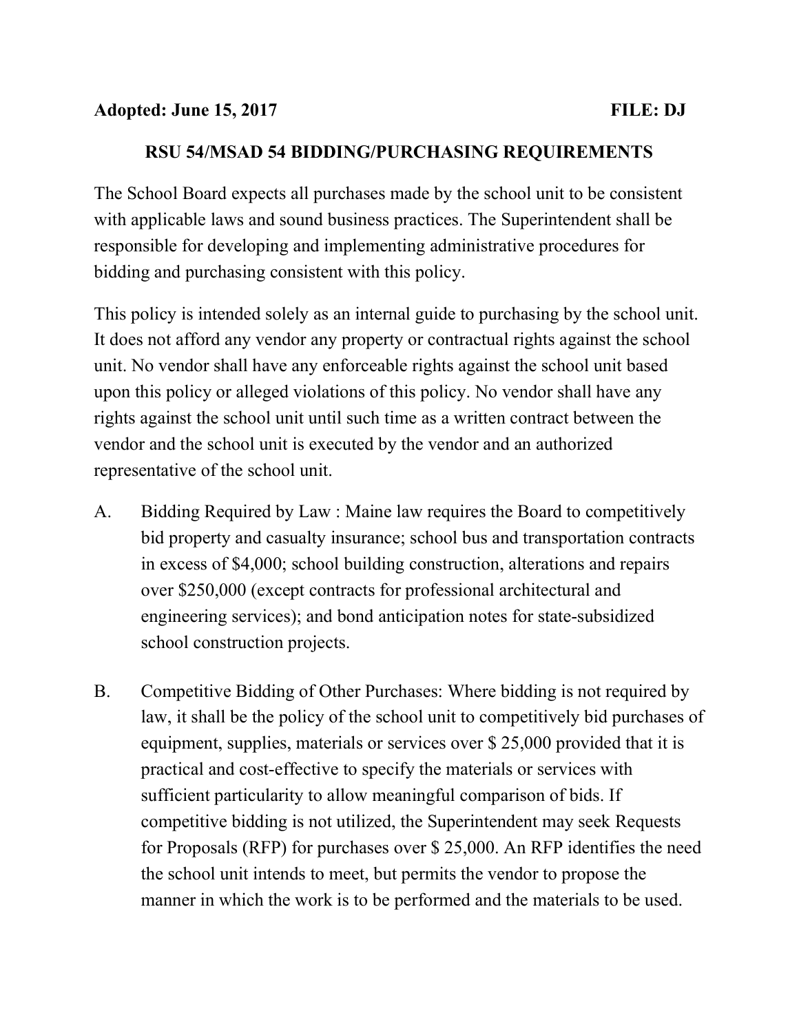**Adopted: June 15, 2017** **FILE: DJ**

# RSU 54/MSAD 54 BIDDING/PURCHASING REQUIREMENTS

The School Board expects all purchases made by the school unit to be consistent with applicable laws and sound business practices. The Superintendent shall be responsible for developing and implementing administrative procedures for bidding and purchasing consistent with this policy.

This policy is intended solely as an internal guide to purchasing by the school unit. It does not afford any vendor any property or contractual rights against the school unit. No vendor shall have any enforceable rights against the school unit based upon this policy or alleged violations of this policy. No vendor shall have any rights against the school unit until such time as a written contract between the vendor and the school unit is executed by the vendor and an authorized representative of the school unit.

A. Bidding Required by Law : Maine law requires the Board to competitively bid property and casualty insurance; school bus and transportation contracts in excess of $4,000; school building construction, alterations and repairs over $250,000 (except contracts for professional architectural and engineering services); and bond anticipation notes for state-subsidized school construction projects.

B. Competitive Bidding of Other Purchases: Where bidding is not required by law, it shall be the policy of the school unit to competitively bid purchases of equipment, supplies, materials or services over $ 25,000 provided that it is practical and cost-effective to specify the materials or services with sufficient particularity to allow meaningful comparison of bids. If competitive bidding is not utilized, the Superintendent may seek Requests for Proposals (RFP) for purchases over $ 25,000. An RFP identifies the need the school unit intends to meet, but permits the vendor to propose the manner in which the work is to be performed and the materials to be used.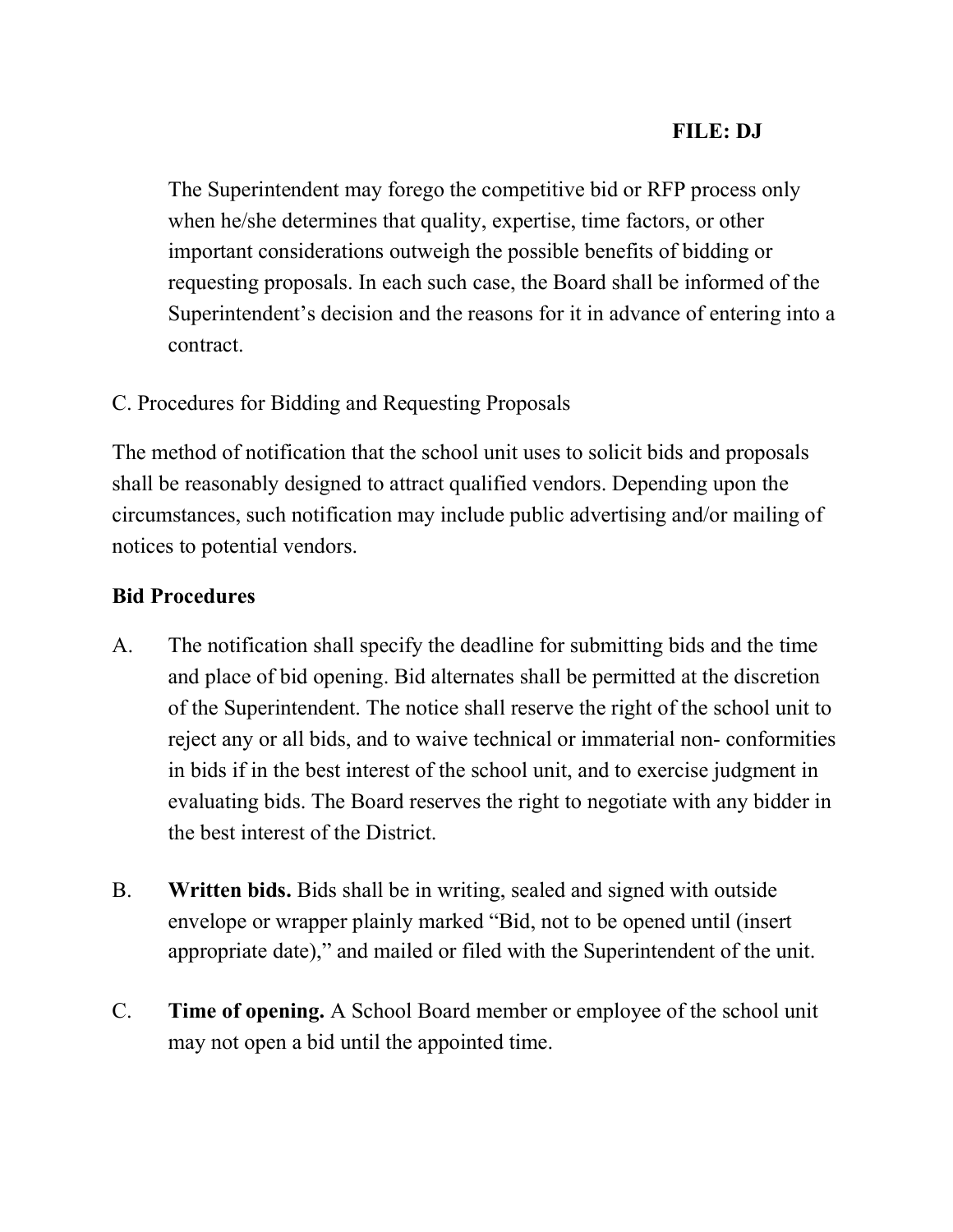The Superintendent may forego the competitive bid or RFP process only when he/she determines that quality, expertise, time factors, or other important considerations outweigh the possible benefits of bidding or requesting proposals. In each such case, the Board shall be informed of the Superintendent's decision and the reasons for it in advance of entering into a contract.

C. Procedures for Bidding and Requesting Proposals

The method of notification that the school unit uses to solicit bids and proposals shall be reasonably designed to attract qualified vendors. Depending upon the circumstances, such notification may include public advertising and/or mailing of notices to potential vendors.

**Bid Procedures**

A. The notification shall specify the deadline for submitting bids and the time and place of bid opening. Bid alternates shall be permitted at the discretion of the Superintendent. The notice shall reserve the right of the school unit to reject any or all bids, and to waive technical or immaterial non- conformities in bids if in the best interest of the school unit, and to exercise judgment in evaluating bids. The Board reserves the right to negotiate with any bidder in the best interest of the District.

B. **Written bids.** Bids shall be in writing, sealed and signed with outside envelope or wrapper plainly marked "Bid, not to be opened until (insert appropriate date)," and mailed or filed with the Superintendent of the unit.

C. **Time of opening.** A School Board member or employee of the school unit may not open a bid until the appointed time.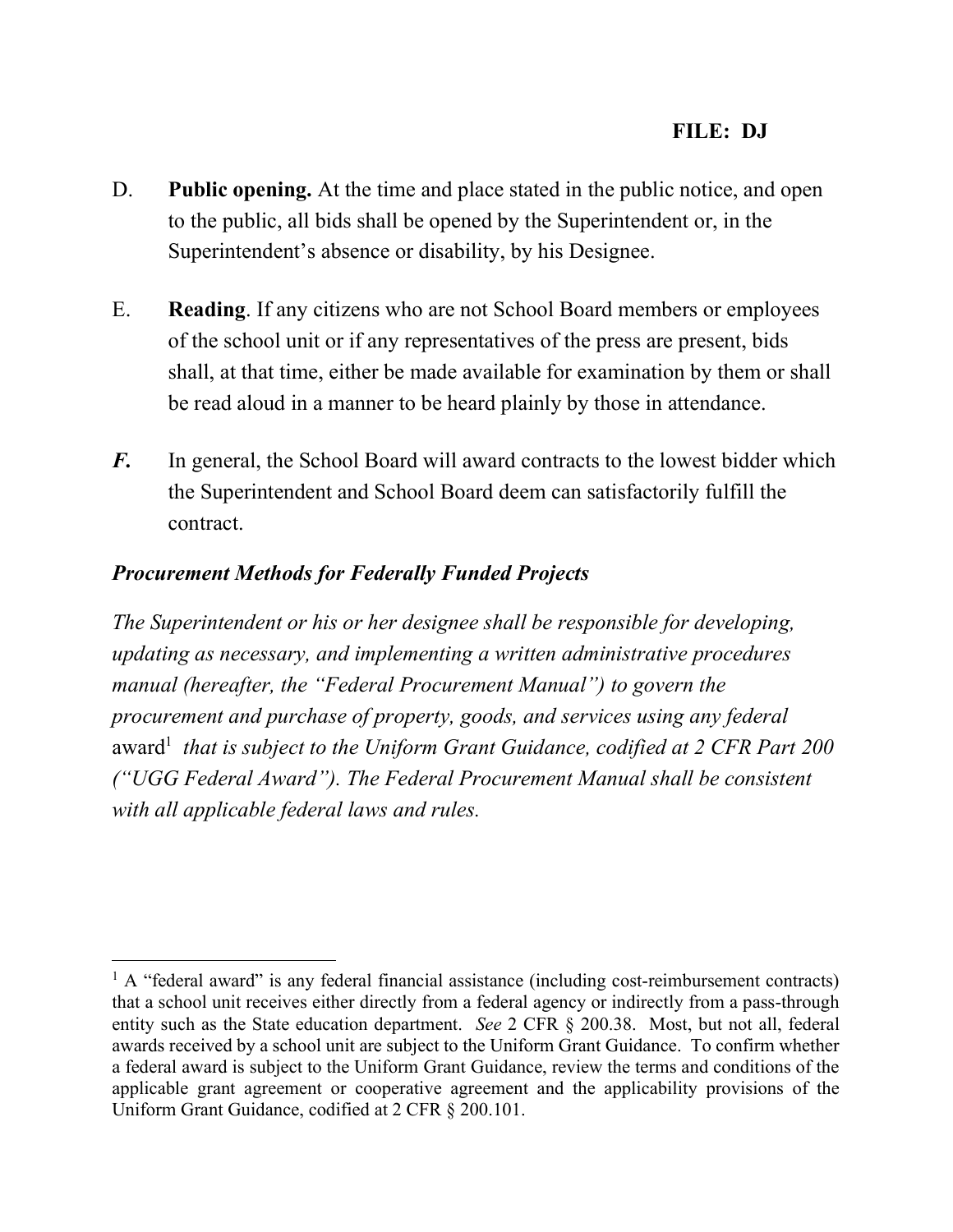D. **Public opening.** At the time and place stated in the public notice, and open to the public, all bids shall be opened by the Superintendent or, in the Superintendent's absence or disability, by his Designee.

E. **Reading**. If any citizens who are not School Board members or employees of the school unit or if any representatives of the press are present, bids shall, at that time, either be made available for examination by them or shall be read aloud in a manner to be heard plainly by those in attendance.

***F.*** In general, the School Board will award contracts to the lowest bidder which the Superintendent and School Board deem can satisfactorily fulfill the contract.

***Procurement Methods for Federally Funded Projects***

*The Superintendent or his or her designee shall be responsible for developing, updating as necessary, and implementing a written administrative procedures manual (hereafter, the "Federal Procurement Manual") to govern the procurement and purchase of property, goods, and services using any federal* award[1] *that is subject to the Uniform Grant Guidance, codified at 2 CFR Part 200 ("UGG Federal Award"). The Federal Procurement Manual shall be consistent with all applicable federal laws and rules.*

---

[1] A "federal award" is any federal financial assistance (including cost-reimbursement contracts) that a school unit receives either directly from a federal agency or indirectly from a pass-through entity such as the State education department. *See* 2 CFR § 200.38. Most, but not all, federal awards received by a school unit are subject to the Uniform Grant Guidance. To confirm whether a federal award is subject to the Uniform Grant Guidance, review the terms and conditions of the applicable grant agreement or cooperative agreement and the applicability provisions of the Uniform Grant Guidance, codified at 2 CFR § 200.101.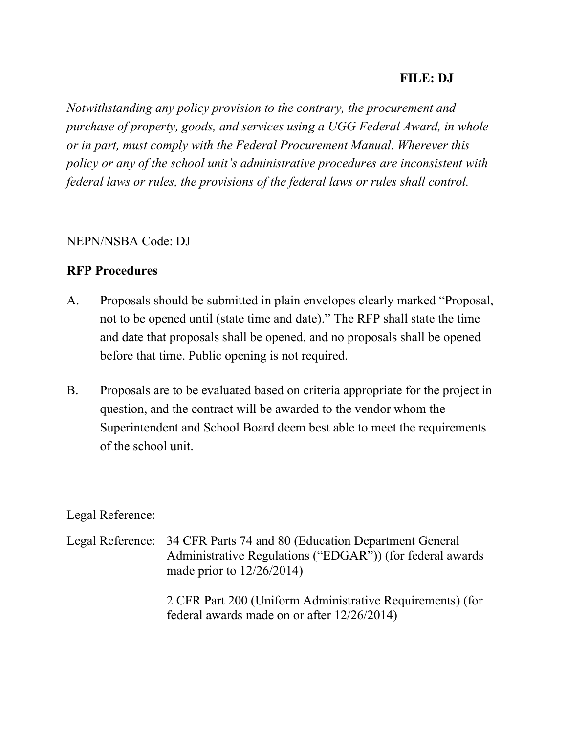**FILE: DJ**

*Notwithstanding any policy provision to the contrary, the procurement and purchase of property, goods, and services using a UGG Federal Award, in whole or in part, must comply with the Federal Procurement Manual. Wherever this policy or any of the school unit's administrative procedures are inconsistent with federal laws or rules, the provisions of the federal laws or rules shall control.*

NEPN/NSBA Code: DJ

**RFP Procedures**

A. Proposals should be submitted in plain envelopes clearly marked "Proposal, not to be opened until (state time and date)." The RFP shall state the time and date that proposals shall be opened, and no proposals shall be opened before that time. Public opening is not required.

B. Proposals are to be evaluated based on criteria appropriate for the project in question, and the contract will be awarded to the vendor whom the Superintendent and School Board deem best able to meet the requirements of the school unit.

Legal Reference:

Legal Reference: 34 CFR Parts 74 and 80 (Education Department General Administrative Regulations ("EDGAR")) (for federal awards made prior to 12/26/2014)

2 CFR Part 200 (Uniform Administrative Requirements) (for federal awards made on or after 12/26/2014)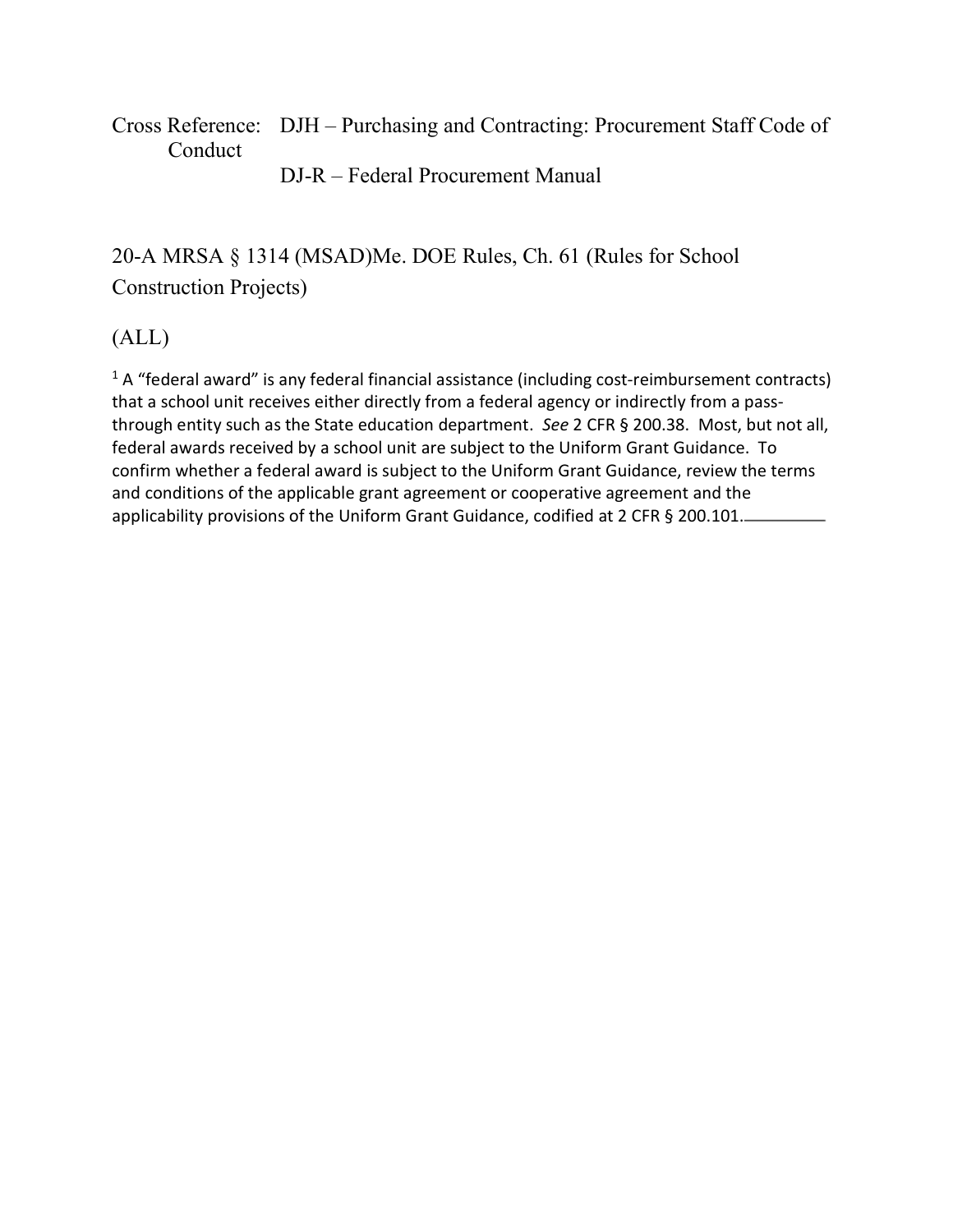Cross Reference: DJH – Purchasing and Contracting: Procurement Staff Code of Conduct

DJ-R – Federal Procurement Manual

20-A MRSA § 1314 (MSAD)Me. DOE Rules, Ch. 61 (Rules for School Construction Projects)

(ALL)

[1] A "federal award" is any federal financial assistance (including cost-reimbursement contracts) that a school unit receives either directly from a federal agency or indirectly from a pass-through entity such as the State education department. *See* 2 CFR § 200.38. Most, but not all, federal awards received by a school unit are subject to the Uniform Grant Guidance. To confirm whether a federal award is subject to the Uniform Grant Guidance, review the terms and conditions of the applicable grant agreement or cooperative agreement and the applicability provisions of the Uniform Grant Guidance, codified at 2 CFR § 200.101.